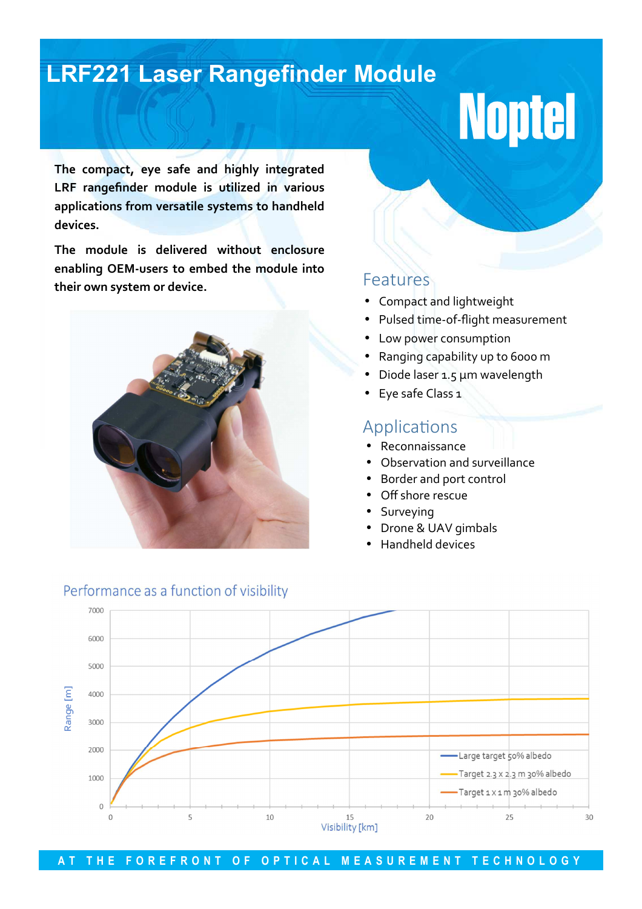# LRF221 Laser Rangefinder Module

Noptel

**The compact, eye safe and highly integrated LRF rangefinder module is utilized in various applications from versatile systems to handheld devices.**

**The module is delivered without enclosure enabling OEM-users to embed the module into their own system or device.**

## Features

- Compact and lightweight
- Pulsed time-of-flight measurement
- Low power consumption
- Ranging capability up to 6000 m
- Diode laser 1.5 µm wavelength
- Eye safe Class 1

## Applications

- Reconnaissance
- Observation and surveillance
- Border and port control
- Off shore rescue
- Surveying
- Drone & UAV gimbals
- Handheld devices

## Performance as a function of visibility

Range [m] (0–7000) vs. Visibility [km] (0–30)

- Large target 50% albedo
- Target 2.3 x 2.3 m 30% albedo
- Target 1 x 1 m 30% albedo

AT THE FOREFRONT OF OPTICAL MEASUREMENT TECHNOLOGY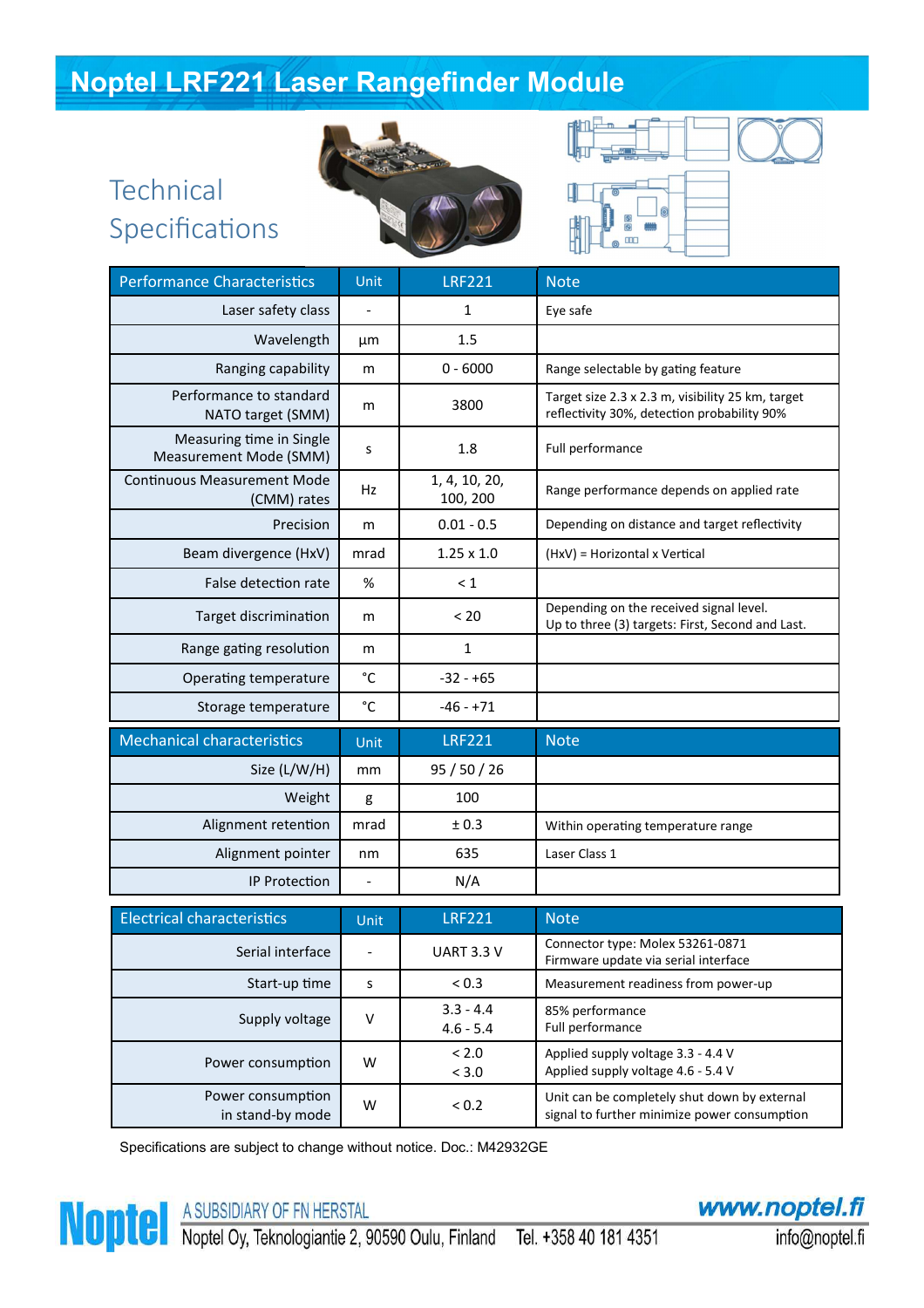# Noptel LRF221 Laser Rangefinder Module

## Technical Specifications

| Performance Characteristics | Unit | LRF221 | Note |
|---|---|---|---|
| Laser safety class | - | 1 | Eye safe |
| Wavelength | µm | 1.5 | |
| Ranging capability | m | 0 - 6000 | Range selectable by gating feature |
| Performance to standard NATO target (SMM) | m | 3800 | Target size 2.3 x 2.3 m, visibility 25 km, target reflectivity 30%, detection probability 90% |
| Measuring time in Single Measurement Mode (SMM) | s | 1.8 | Full performance |
| Continuous Measurement Mode (CMM) rates | Hz | 1, 4, 10, 20, 100, 200 | Range performance depends on applied rate |
| Precision | m | 0.01 - 0.5 | Depending on distance and target reflectivity |
| Beam divergence (HxV) | mrad | 1.25 x 1.0 | (HxV) = Horizontal x Vertical |
| False detection rate | % | < 1 | |
| Target discrimination | m | < 20 | Depending on the received signal level. Up to three (3) targets: First, Second and Last. |
| Range gating resolution | m | 1 | |
| Operating temperature | °C | -32 - +65 | |
| Storage temperature | °C | -46 - +71 | |

| Mechanical characteristics | Unit | LRF221 | Note |
|---|---|---|---|
| Size (L/W/H) | mm | 95 / 50 / 26 | |
| Weight | g | 100 | |
| Alignment retention | mrad | ± 0.3 | Within operating temperature range |
| Alignment pointer | nm | 635 | Laser Class 1 |
| IP Protection | - | N/A | |

| Electrical characteristics | Unit | LRF221 | Note |
|---|---|---|---|
| Serial interface | - | UART 3.3 V | Connector type: Molex 53261-0871<br>Firmware update via serial interface |
| Start-up time | s | < 0.3 | Measurement readiness from power-up |
| Supply voltage | V | 3.3 - 4.4<br>4.6 - 5.4 | 85% performance<br>Full performance |
| Power consumption | W | < 2.0<br>< 3.0 | Applied supply voltage 3.3 - 4.4 V<br>Applied supply voltage 4.6 - 5.4 V |
| Power consumption in stand-by mode | W | < 0.2 | Unit can be completely shut down by external signal to further minimize power consumption |

Specifications are subject to change without notice. Doc.: M42932GE

Noptel — A SUBSIDIARY OF FN HERSTAL

Noptel Oy, Teknologiantie 2, 90590 Oulu, Finland    Tel. +358 40 181 4351

www.noptel.fi

info@noptel.fi